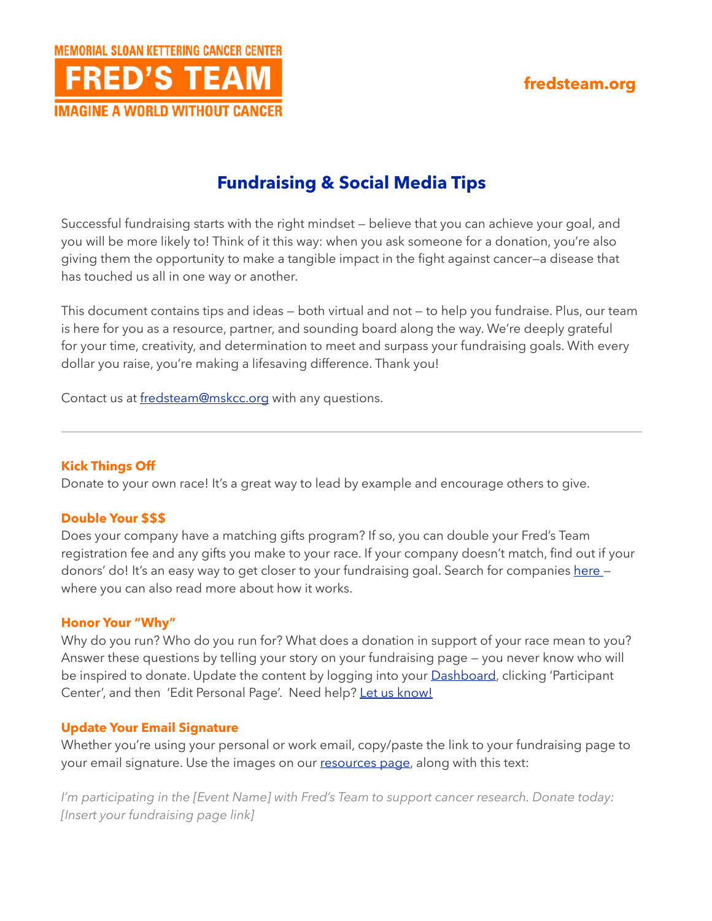MEMORIAL SLOAN KETTERING CANCER CENTER

FRED'S TEAM

IMAGINE A WORLD WITHOUT CANCER

fredsteam.org

# Fundraising & Social Media Tips

Successful fundraising starts with the right mindset — believe that you can achieve your goal, and you will be more likely to! Think of it this way: when you ask someone for a donation, you're also giving them the opportunity to make a tangible impact in the fight against cancer—a disease that has touched us all in one way or another.

This document contains tips and ideas — both virtual and not — to help you fundraise. Plus, our team is here for you as a resource, partner, and sounding board along the way. We're deeply grateful for your time, creativity, and determination to meet and surpass your fundraising goals. With every dollar you raise, you're making a lifesaving difference. Thank you!

Contact us at fredsteam@mskcc.org with any questions.

---

### Kick Things Off

Donate to your own race! It's a great way to lead by example and encourage others to give.

### Double Your $$$

Does your company have a matching gifts program? If so, you can double your Fred's Team registration fee and any gifts you make to your race. If your company doesn't match, find out if your donors' do! It's an easy way to get closer to your fundraising goal. Search for companies here – where you can also read more about how it works.

### Honor Your "Why"

Why do you run? Who do you run for? What does a donation in support of your race mean to you? Answer these questions by telling your story on your fundraising page — you never know who will be inspired to donate. Update the content by logging into your Dashboard, clicking 'Participant Center', and then 'Edit Personal Page'. Need help? Let us know!

### Update Your Email Signature

Whether you're using your personal or work email, copy/paste the link to your fundraising page to your email signature. Use the images on our resources page, along with this text:

*I'm participating in the [Event Name] with Fred's Team to support cancer research. Donate today: [Insert your fundraising page link]*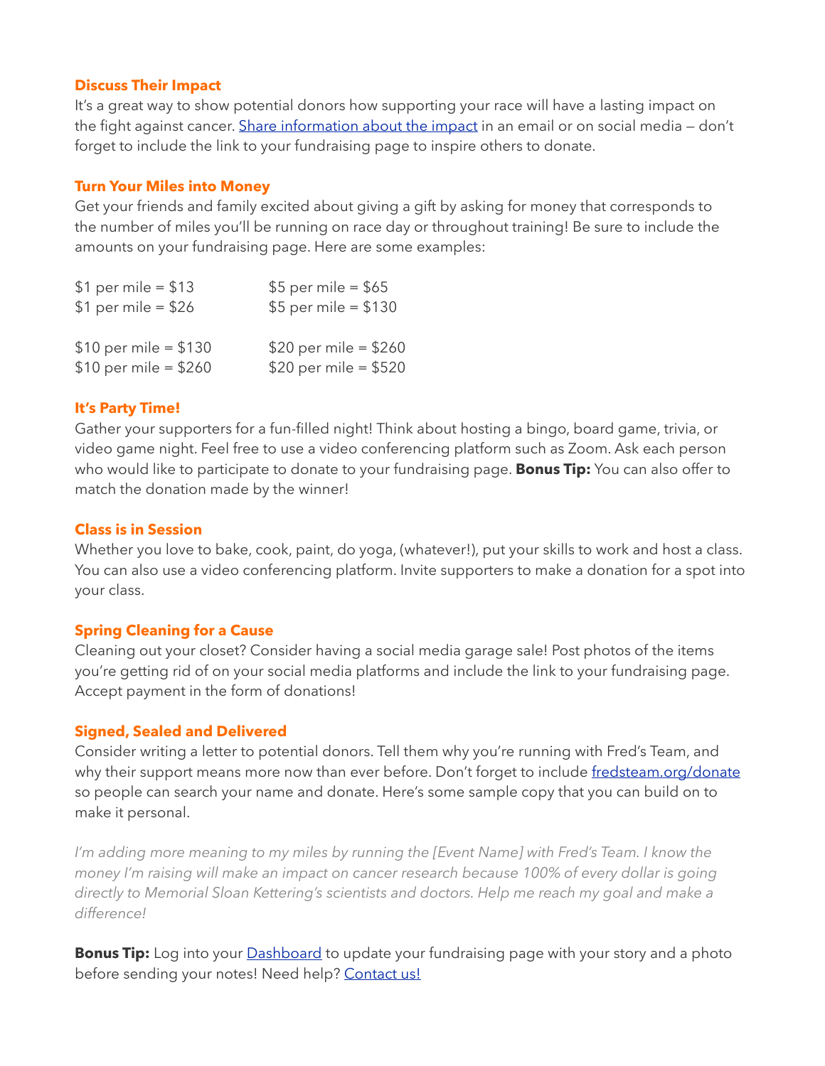**Discuss Their Impact**

It's a great way to show potential donors how supporting your race will have a lasting impact on the fight against cancer. [Share information about the impact]() in an email or on social media — don't forget to include the link to your fundraising page to inspire others to donate.

**Turn Your Miles into Money**

Get your friends and family excited about giving a gift by asking for money that corresponds to the number of miles you'll be running on race day or throughout training! Be sure to include the amounts on your fundraising page. Here are some examples:

| | |
|---|---|
| $1 per mile = $13 | $5 per mile = $65 |
| $1 per mile = $26 | $5 per mile = $130 |
| $10 per mile = $130 | $20 per mile = $260 |
| $10 per mile = $260 | $20 per mile = $520 |

**It's Party Time!**

Gather your supporters for a fun-filled night! Think about hosting a bingo, board game, trivia, or video game night. Feel free to use a video conferencing platform such as Zoom. Ask each person who would like to participate to donate to your fundraising page. **Bonus Tip:** You can also offer to match the donation made by the winner!

**Class is in Session**

Whether you love to bake, cook, paint, do yoga, (whatever!), put your skills to work and host a class. You can also use a video conferencing platform. Invite supporters to make a donation for a spot into your class.

**Spring Cleaning for a Cause**

Cleaning out your closet? Consider having a social media garage sale! Post photos of the items you're getting rid of on your social media platforms and include the link to your fundraising page. Accept payment in the form of donations!

**Signed, Sealed and Delivered**

Consider writing a letter to potential donors. Tell them why you're running with Fred's Team, and why their support means more now than ever before. Don't forget to include [fredsteam.org/donate]() so people can search your name and donate. Here's some sample copy that you can build on to make it personal.

*I'm adding more meaning to my miles by running the [Event Name] with Fred's Team. I know the money I'm raising will make an impact on cancer research because 100% of every dollar is going directly to Memorial Sloan Kettering's scientists and doctors. Help me reach my goal and make a difference!*

**Bonus Tip:** Log into your [Dashboard]() to update your fundraising page with your story and a photo before sending your notes! Need help? [Contact us!]()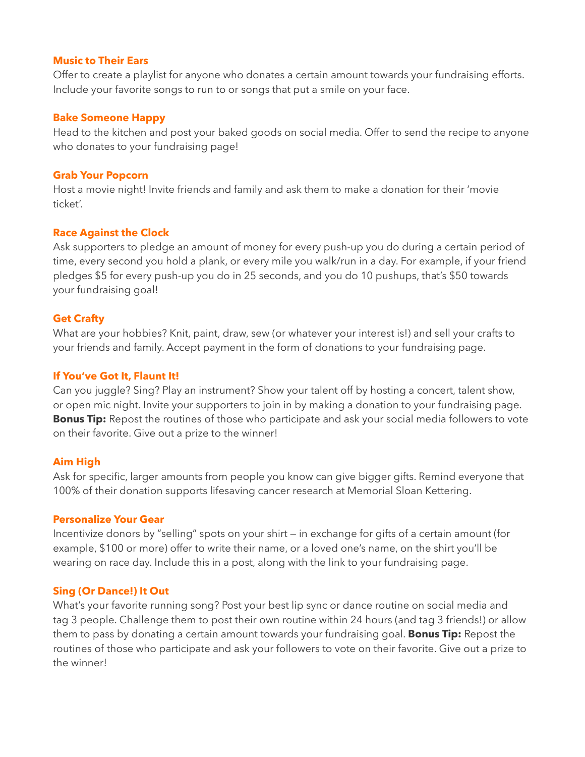### Music to Their Ears

Offer to create a playlist for anyone who donates a certain amount towards your fundraising efforts. Include your favorite songs to run to or songs that put a smile on your face.

### Bake Someone Happy

Head to the kitchen and post your baked goods on social media. Offer to send the recipe to anyone who donates to your fundraising page!

### Grab Your Popcorn

Host a movie night! Invite friends and family and ask them to make a donation for their 'movie ticket'.

### Race Against the Clock

Ask supporters to pledge an amount of money for every push-up you do during a certain period of time, every second you hold a plank, or every mile you walk/run in a day. For example, if your friend pledges $5 for every push-up you do in 25 seconds, and you do 10 pushups, that's $50 towards your fundraising goal!

### Get Crafty

What are your hobbies? Knit, paint, draw, sew (or whatever your interest is!) and sell your crafts to your friends and family. Accept payment in the form of donations to your fundraising page.

### If You've Got It, Flaunt It!

Can you juggle? Sing? Play an instrument? Show your talent off by hosting a concert, talent show, or open mic night. Invite your supporters to join in by making a donation to your fundraising page. **Bonus Tip:** Repost the routines of those who participate and ask your social media followers to vote on their favorite. Give out a prize to the winner!

### Aim High

Ask for specific, larger amounts from people you know can give bigger gifts. Remind everyone that 100% of their donation supports lifesaving cancer research at Memorial Sloan Kettering.

### Personalize Your Gear

Incentivize donors by "selling" spots on your shirt — in exchange for gifts of a certain amount (for example, $100 or more) offer to write their name, or a loved one's name, on the shirt you'll be wearing on race day. Include this in a post, along with the link to your fundraising page.

### Sing (Or Dance!) It Out

What's your favorite running song? Post your best lip sync or dance routine on social media and tag 3 people. Challenge them to post their own routine within 24 hours (and tag 3 friends!) or allow them to pass by donating a certain amount towards your fundraising goal. **Bonus Tip:** Repost the routines of those who participate and ask your followers to vote on their favorite. Give out a prize to the winner!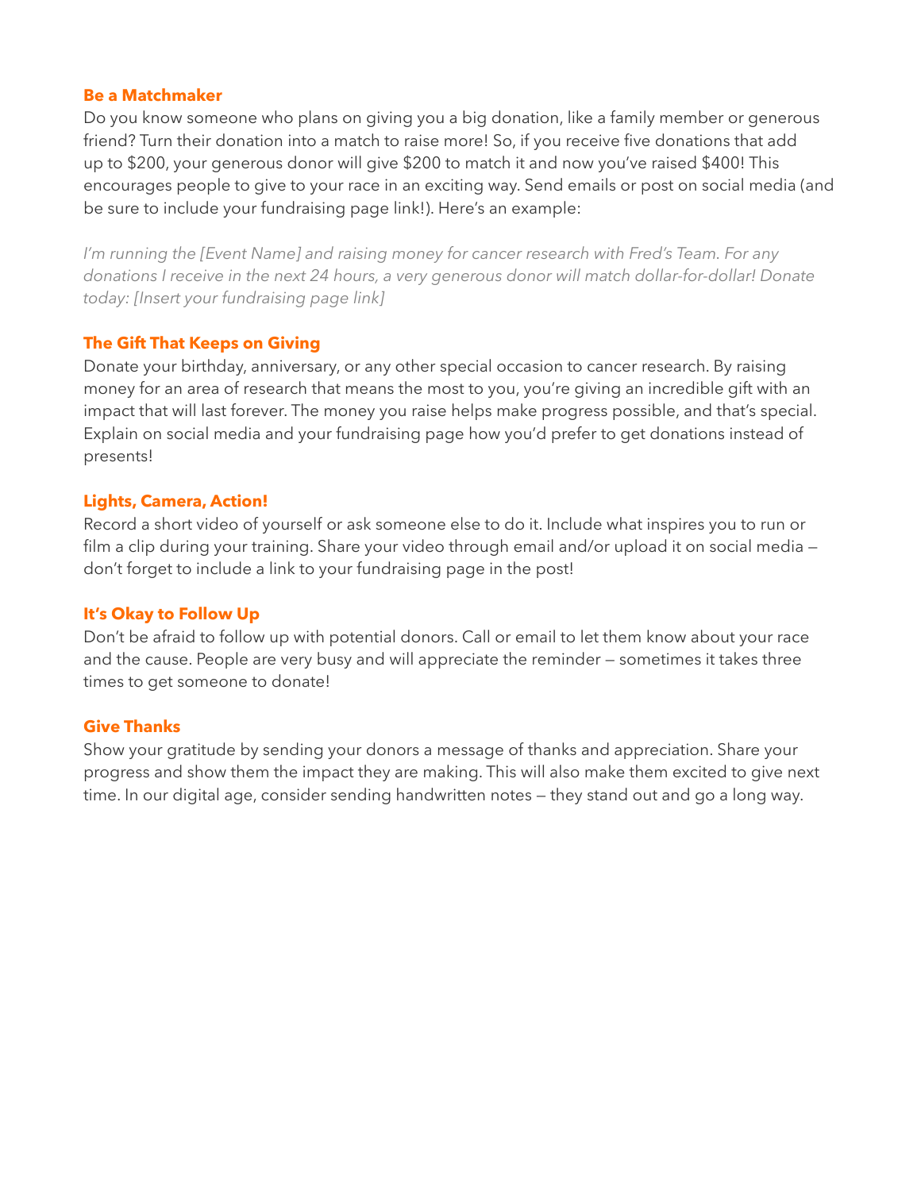### Be a Matchmaker

Do you know someone who plans on giving you a big donation, like a family member or generous friend? Turn their donation into a match to raise more! So, if you receive five donations that add up to $200, your generous donor will give $200 to match it and now you've raised $400! This encourages people to give to your race in an exciting way. Send emails or post on social media (and be sure to include your fundraising page link!). Here's an example:

*I'm running the [Event Name] and raising money for cancer research with Fred's Team. For any donations I receive in the next 24 hours, a very generous donor will match dollar-for-dollar! Donate today: [Insert your fundraising page link]*

### The Gift That Keeps on Giving

Donate your birthday, anniversary, or any other special occasion to cancer research. By raising money for an area of research that means the most to you, you're giving an incredible gift with an impact that will last forever. The money you raise helps make progress possible, and that's special. Explain on social media and your fundraising page how you'd prefer to get donations instead of presents!

### Lights, Camera, Action!

Record a short video of yourself or ask someone else to do it. Include what inspires you to run or film a clip during your training. Share your video through email and/or upload it on social media — don't forget to include a link to your fundraising page in the post!

### It's Okay to Follow Up

Don't be afraid to follow up with potential donors. Call or email to let them know about your race and the cause. People are very busy and will appreciate the reminder — sometimes it takes three times to get someone to donate!

### Give Thanks

Show your gratitude by sending your donors a message of thanks and appreciation. Share your progress and show them the impact they are making. This will also make them excited to give next time. In our digital age, consider sending handwritten notes — they stand out and go a long way.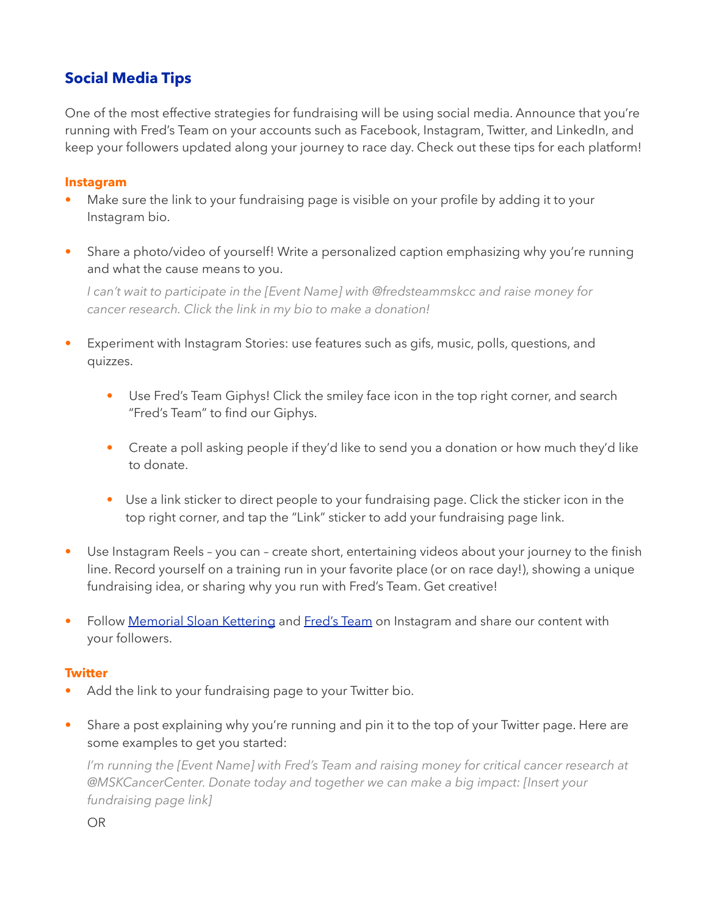## Social Media Tips

One of the most effective strategies for fundraising will be using social media. Announce that you're running with Fred's Team on your accounts such as Facebook, Instagram, Twitter, and LinkedIn, and keep your followers updated along your journey to race day. Check out these tips for each platform!

### Instagram

- Make sure the link to your fundraising page is visible on your profile by adding it to your Instagram bio.
- Share a photo/video of yourself! Write a personalized caption emphasizing why you're running and what the cause means to you.

  *I can't wait to participate in the [Event Name] with @fredsteammskcc and raise money for cancer research. Click the link in my bio to make a donation!*

- Experiment with Instagram Stories: use features such as gifs, music, polls, questions, and quizzes.
  - Use Fred's Team Giphys! Click the smiley face icon in the top right corner, and search "Fred's Team" to find our Giphys.
  - Create a poll asking people if they'd like to send you a donation or how much they'd like to donate.
  - Use a link sticker to direct people to your fundraising page. Click the sticker icon in the top right corner, and tap the "Link" sticker to add your fundraising page link.
- Use Instagram Reels – you can – create short, entertaining videos about your journey to the finish line. Record yourself on a training run in your favorite place (or on race day!), showing a unique fundraising idea, or sharing why you run with Fred's Team. Get creative!
- Follow Memorial Sloan Kettering and Fred's Team on Instagram and share our content with your followers.

### Twitter

- Add the link to your fundraising page to your Twitter bio.
- Share a post explaining why you're running and pin it to the top of your Twitter page. Here are some examples to get you started:

  *I'm running the [Event Name] with Fred's Team and raising money for critical cancer research at @MSKCancerCenter. Donate today and together we can make a big impact: [Insert your fundraising page link]*

  OR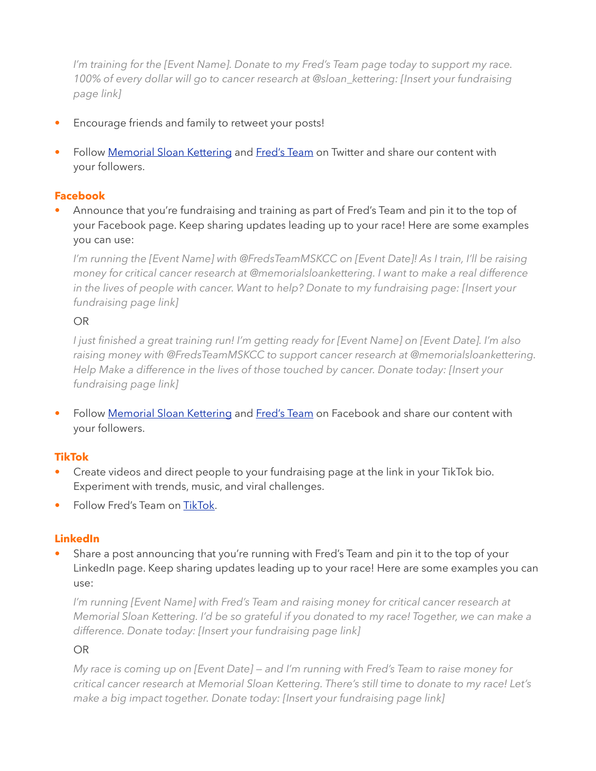*I'm training for the [Event Name]. Donate to my Fred's Team page today to support my race. 100% of every dollar will go to cancer research at @sloan_kettering: [Insert your fundraising page link]*

- Encourage friends and family to retweet your posts!

- Follow [Memorial Sloan Kettering]() and [Fred's Team]() on Twitter and share our content with your followers.

**Facebook**

- Announce that you're fundraising and training as part of Fred's Team and pin it to the top of your Facebook page. Keep sharing updates leading up to your race! Here are some examples you can use:

  *I'm running the [Event Name] with @FredsTeamMSKCC on [Event Date]! As I train, I'll be raising money for critical cancer research at @memorialsloankettering. I want to make a real difference in the lives of people with cancer. Want to help? Donate to my fundraising page: [Insert your fundraising page link]*

  OR

  *I just finished a great training run! I'm getting ready for [Event Name] on [Event Date]. I'm also raising money with @FredsTeamMSKCC to support cancer research at @memorialsloankettering. Help Make a difference in the lives of those touched by cancer. Donate today: [Insert your fundraising page link]*

- Follow [Memorial Sloan Kettering]() and [Fred's Team]() on Facebook and share our content with your followers.

**TikTok**

- Create videos and direct people to your fundraising page at the link in your TikTok bio. Experiment with trends, music, and viral challenges.
- Follow Fred's Team on [TikTok]().

**LinkedIn**

- Share a post announcing that you're running with Fred's Team and pin it to the top of your LinkedIn page. Keep sharing updates leading up to your race! Here are some examples you can use:

  *I'm running [Event Name] with Fred's Team and raising money for critical cancer research at Memorial Sloan Kettering. I'd be so grateful if you donated to my race! Together, we can make a difference. Donate today: [Insert your fundraising page link]*

  OR

  *My race is coming up on [Event Date] — and I'm running with Fred's Team to raise money for critical cancer research at Memorial Sloan Kettering. There's still time to donate to my race! Let's make a big impact together. Donate today: [Insert your fundraising page link]*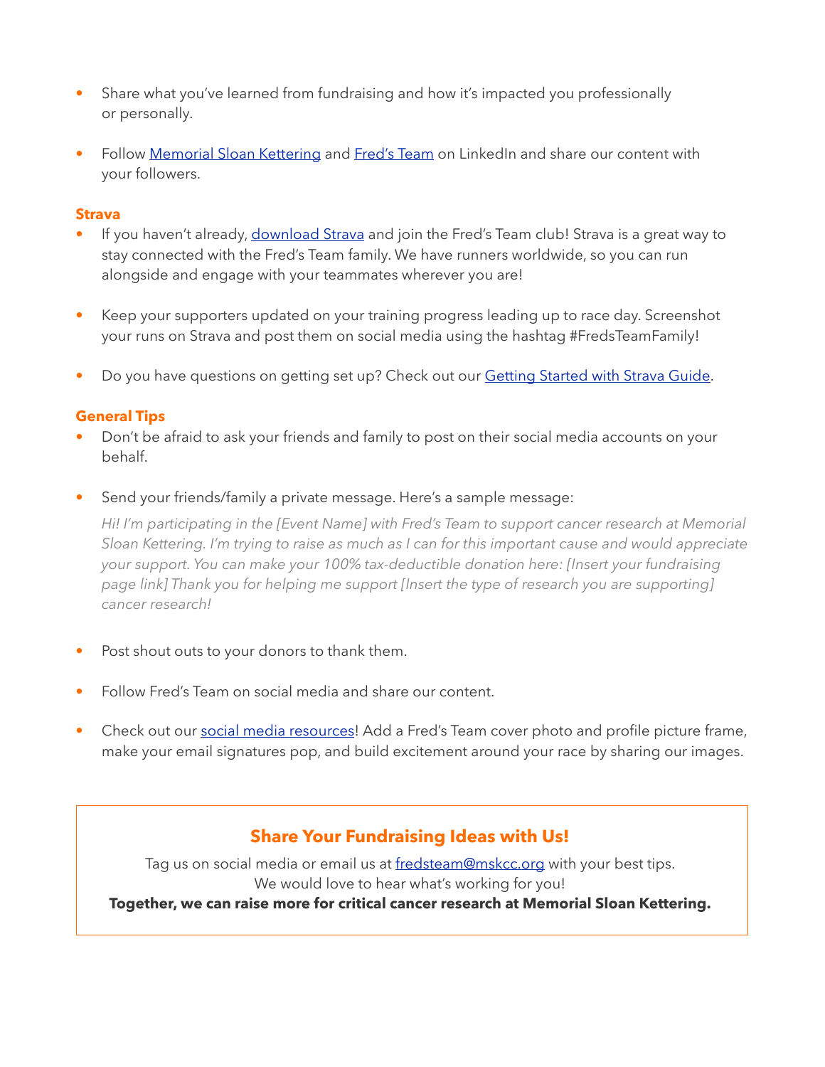- Share what you've learned from fundraising and how it's impacted you professionally or personally.

- Follow Memorial Sloan Kettering and Fred's Team on LinkedIn and share our content with your followers.

**Strava**

- If you haven't already, download Strava and join the Fred's Team club! Strava is a great way to stay connected with the Fred's Team family. We have runners worldwide, so you can run alongside and engage with your teammates wherever you are!

- Keep your supporters updated on your training progress leading up to race day. Screenshot your runs on Strava and post them on social media using the hashtag #FredsTeamFamily!

- Do you have questions on getting set up? Check out our Getting Started with Strava Guide.

**General Tips**

- Don't be afraid to ask your friends and family to post on their social media accounts on your behalf.

- Send your friends/family a private message. Here's a sample message:

  *Hi! I'm participating in the [Event Name] with Fred's Team to support cancer research at Memorial Sloan Kettering. I'm trying to raise as much as I can for this important cause and would appreciate your support. You can make your 100% tax-deductible donation here: [Insert your fundraising page link] Thank you for helping me support [Insert the type of research you are supporting] cancer research!*

- Post shout outs to your donors to thank them.

- Follow Fred's Team on social media and share our content.

- Check out our social media resources! Add a Fred's Team cover photo and profile picture frame, make your email signatures pop, and build excitement around your race by sharing our images.

## Share Your Fundraising Ideas with Us!

Tag us on social media or email us at fredsteam@mskcc.org with your best tips.
We would love to hear what's working for you!

**Together, we can raise more for critical cancer research at Memorial Sloan Kettering.**